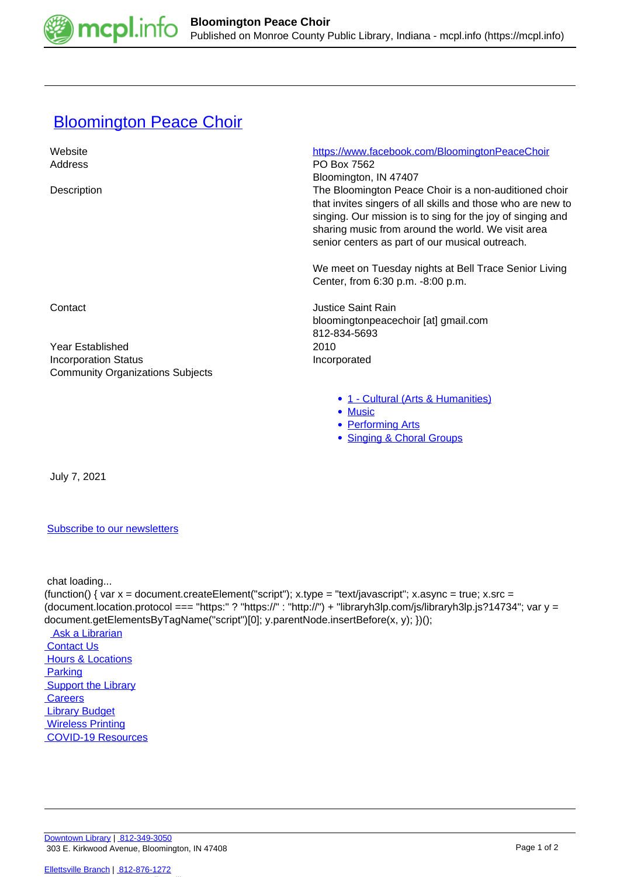# Bloomington Peace Choir

| | |
|---|---|
| Website | https://www.facebook.com/BloomingtonPeaceChoir |
| Address | PO Box 7562<br>Bloomington, IN 47407 |
| Description | The Bloomington Peace Choir is a non-auditioned choir that invites singers of all skills and those who are new to singing. Our mission is to sing for the joy of singing and sharing music from around the world. We visit area senior centers as part of our musical outreach.<br><br>We meet on Tuesday nights at Bell Trace Senior Living Center, from 6:30 p.m. -8:00 p.m. |
| Contact | Justice Saint Rain<br>bloomingtonpeacechoir [at] gmail.com<br>812-834-5693 |
| Year Established | 2010 |
| Incorporation Status | Incorporated |
| Community Organizations Subjects | |

- 1 - Cultural (Arts & Humanities)
- Music
- Performing Arts
- Singing & Choral Groups

July 7, 2021

Subscribe to our newsletters

chat loading...

```
(function() { var x = document.createElement("script"); x.type = "text/javascript"; x.async = true; x.src = (document.location.protocol === "https:" ? "https://" : "http://") + "libraryh3lp.com/js/libraryh3lp.js?14734"; var y = document.getElementsByTagName("script")[0]; y.parentNode.insertBefore(x, y); })();
```

Ask a Librarian
Contact Us
Hours & Locations
Parking
Support the Library
Careers
Library Budget
Wireless Printing
COVID-19 Resources

Downtown Library | 812-349-3050
303 E. Kirkwood Avenue, Bloomington, IN 47408

Ellettsville Branch | 812-876-1272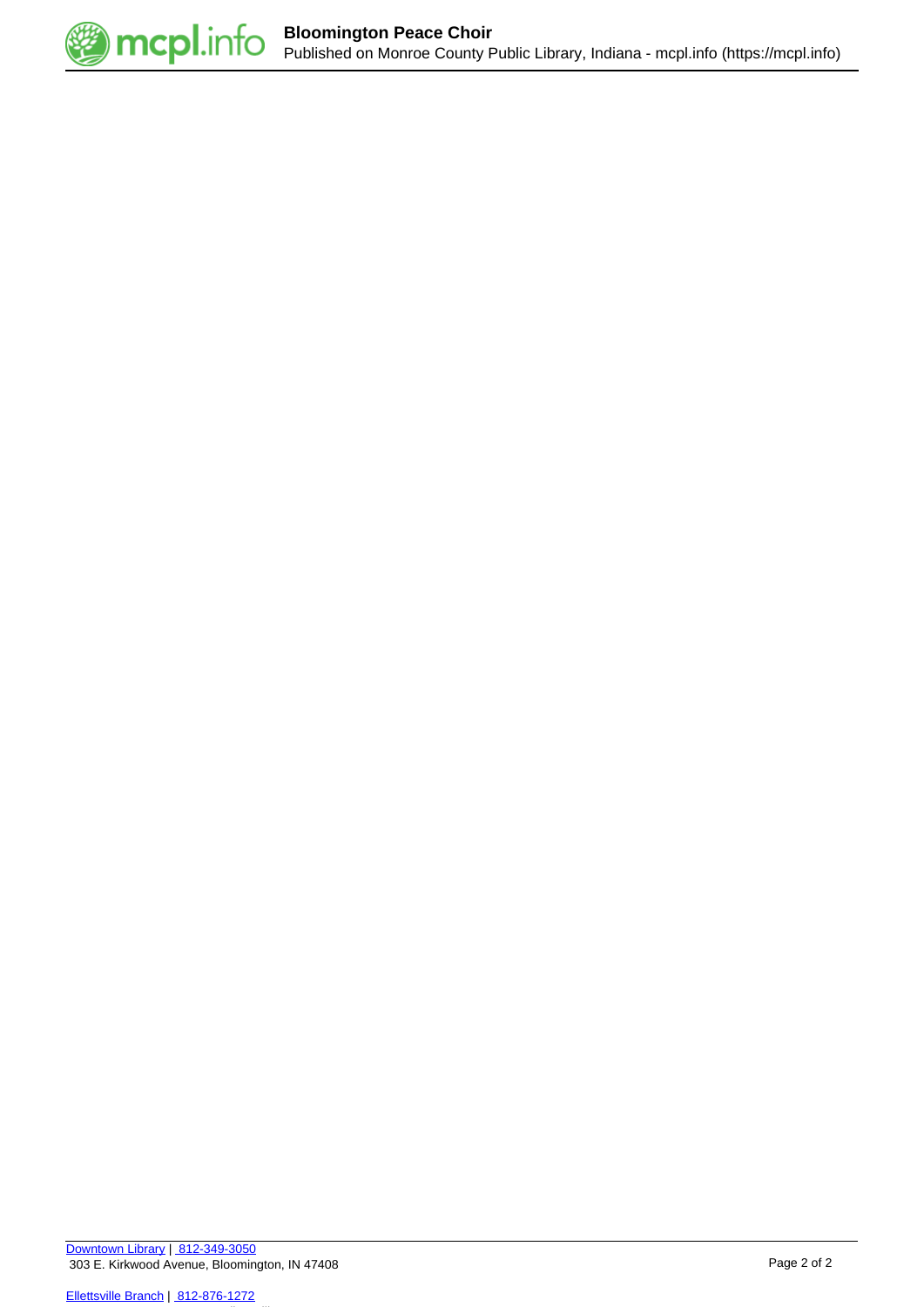[Downtown Library](#) | [812-349-3050](#)
303 E. Kirkwood Avenue, Bloomington, IN 47408

[Ellettsville Branch](#) | [812-876-1272](#)